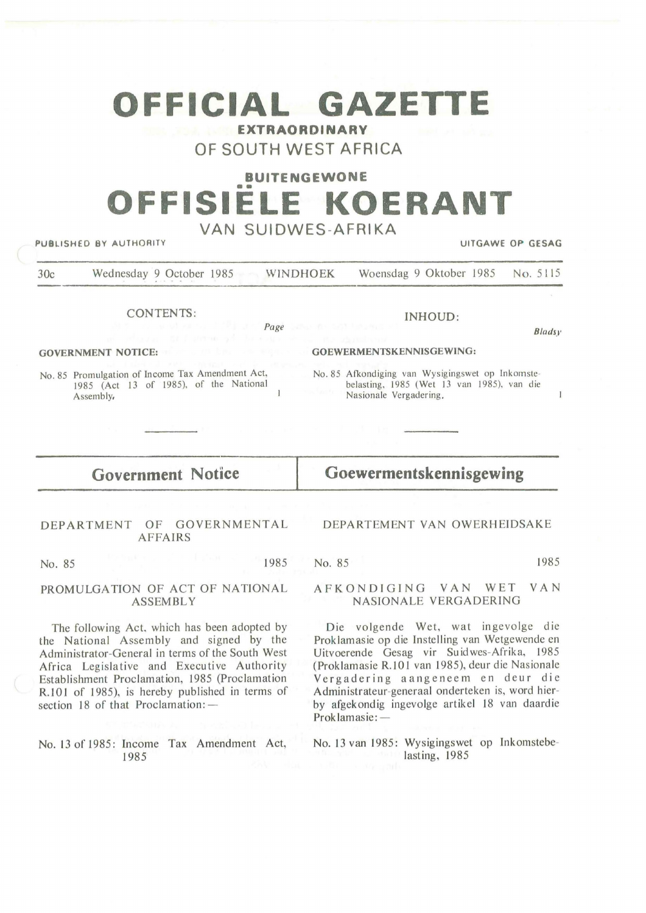# OFFICIAL GAZETTE

**EXTRAORDINARY**

OF SOUTH WEST AFRICA

**BUITENGEWONE**

# OFFISIËLE KOERANT

VAN SUIDWES-AFRIKA

PUBLISHED BY AUTHORITY — UITGAWE OP GESAG

30c — Wednesday 9 October 1985 — WINDHOEK — Woensdag 9 Oktober 1985 — No. 5115

CONTENTS: *Page*

**GOVERNMENT NOTICE:**

No. 85 Promulgation of Income Tax Amendment Act, 1985 (Act 13 of 1985), of the National Assembly. 1

INHOUD: *Bladsy*

**GOEWERMENTSKENNISGEWING:**

No. 85 Afkondiging van Wysigingswet op Inkomstebelasting, 1985 (Wet 13 van 1985), van die Nasionale Vergadering. 1

## Government Notice

DEPARTMENT OF GOVERNMENTAL AFFAIRS

No. 85 — 1985

PROMULGATION OF ACT OF NATIONAL ASSEMBLY

The following Act, which has been adopted by the National Assembly and signed by the Administrator-General in terms of the South West Africa Legislative and Executive Authority Establishment Proclamation, 1985 (Proclamation R.101 of 1985), is hereby published in terms of section 18 of that Proclamation:—

No. 13 of 1985: Income Tax Amendment Act, 1985

## Goewermentskennisgewing

DEPARTEMENT VAN OWERHEIDSAKE

No. 85 — 1985

AFKONDIGING VAN WET VAN NASIONALE VERGADERING

Die volgende Wet, wat ingevolge die Proklamasie op die Instelling van Wetgewende en Uitvoerende Gesag vir Suidwes-Afrika, 1985 (Proklamasie R.101 van 1985), deur die Nasionale Vergadering aangeneem en deur die Administrateur-generaal onderteken is, word hierby afgekondig ingevolge artikel 18 van daardie Proklamasie:—

No. 13 van 1985: Wysigingswet op Inkomstebelasting, 1985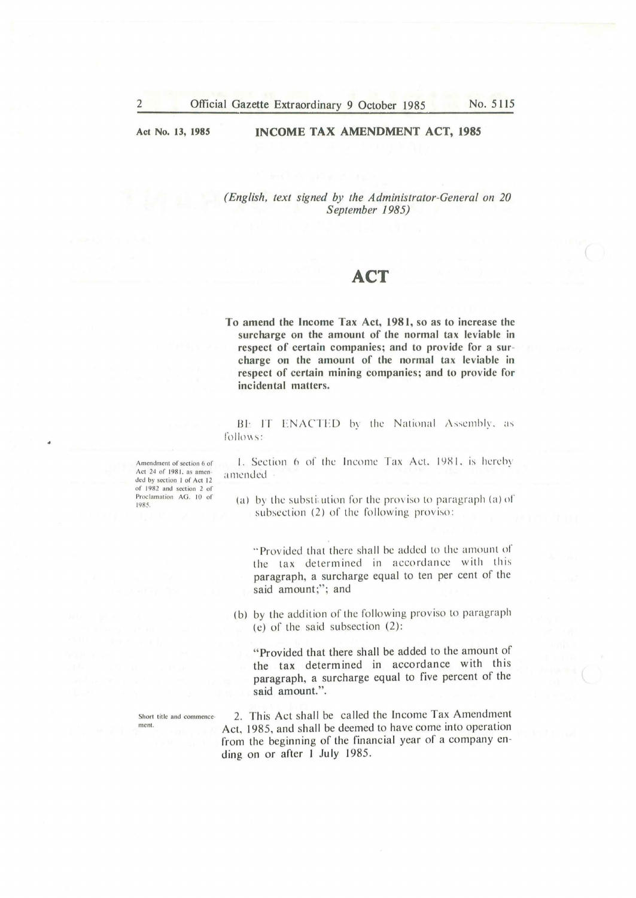Act No. 13, 1985

**INCOME TAX AMENDMENT ACT, 1985**

*(English, text signed by the Administrator-General on 20 September 1985)*

# ACT

**To amend the Income Tax Act, 1981, so as to increase the surcharge on the amount of the normal tax leviable in respect of certain companies; and to provide for a surcharge on the amount of the normal tax leviable in respect of certain mining companies; and to provide for incidental matters.**

BE IT ENACTED by the National Assembly, as follows:

Amendment of section 6 of Act 24 of 1981, as amended by section 1 of Act 12 of 1982 and section 2 of Proclamation AG. 10 of 1985.

1. Section 6 of the Income Tax Act, 1981, is hereby amended

(a) by the substitution for the proviso to paragraph (a) of subsection (2) of the following proviso:

"Provided that there shall be added to the amount of the tax determined in accordance with this paragraph, a surcharge equal to ten per cent of the said amount;"; and

(b) by the addition of the following proviso to paragraph (e) of the said subsection (2):

"Provided that there shall be added to the amount of the tax determined in accordance with this paragraph, a surcharge equal to five percent of the said amount.".

Short title and commencement.

2. This Act shall be called the Income Tax Amendment Act, 1985, and shall be deemed to have come into operation from the beginning of the financial year of a company ending on or after 1 July 1985.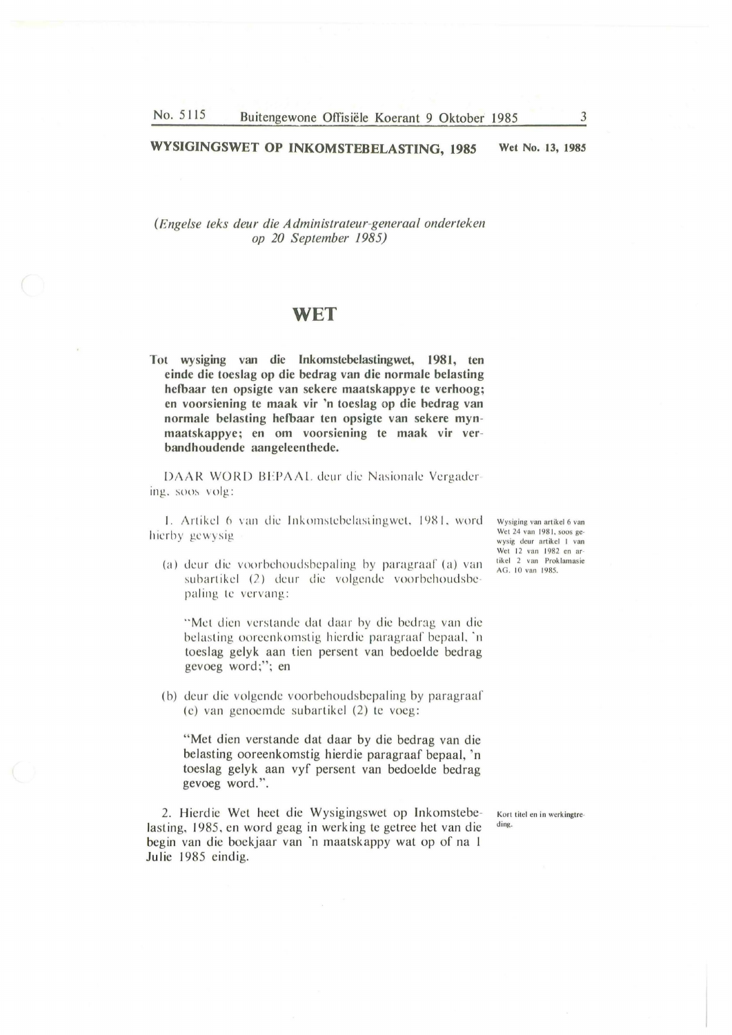**WYSIGINGSWET OP INKOMSTEBELASTING, 1985** **Wet No. 13, 1985**

*(Engelse teks deur die Administrateur-generaal onderteken op 20 September 1985)*

# WET

**Tot wysiging van die Inkomstebelastingwet, 1981, ten einde die toeslag op die bedrag van die normale belasting hefbaar ten opsigte van sekere maatskappye te verhoog; en voorsiening te maak vir 'n toeslag op die bedrag van normale belasting hefbaar ten opsigte van sekere mynmaatskappye; en om voorsiening te maak vir verbandhoudende aangeleenthede.**

DAAR WORD BEPAAL deur die Nasionale Vergadering, soos volg:

Wysiging van artikel 6 van Wet 24 van 1981, soos gewysig deur artikel 1 van Wet 12 van 1982 en artikel 2 van Proklamasie AG. 10 van 1985.

1. Artikel 6 van die Inkomstebelastingwet, 1981, word hierby gewysig

(a) deur die voorbehoudsbepaling by paragraaf (a) van subartikel (2) deur die volgende voorbehoudsbepaling te vervang:

"Met dien verstande dat daar by die bedrag van die belasting ooreenkomstig hierdie paragraaf bepaal, 'n toeslag gelyk aan tien persent van bedoelde bedrag gevoeg word;"; en

(b) deur die volgende voorbehoudsbepaling by paragraaf (c) van genoemde subartikel (2) te voeg:

"Met dien verstande dat daar by die bedrag van die belasting ooreenkomstig hierdie paragraaf bepaal, 'n toeslag gelyk aan vyf persent van bedoelde bedrag gevoeg word.".

Kort titel en in werkingtreding.

2. Hierdie Wet heet die Wysigingswet op Inkomstebelasting, 1985, en word geag in werking te getree het van die begin van die boekjaar van 'n maatskappy wat op of na 1 Julie 1985 eindig.